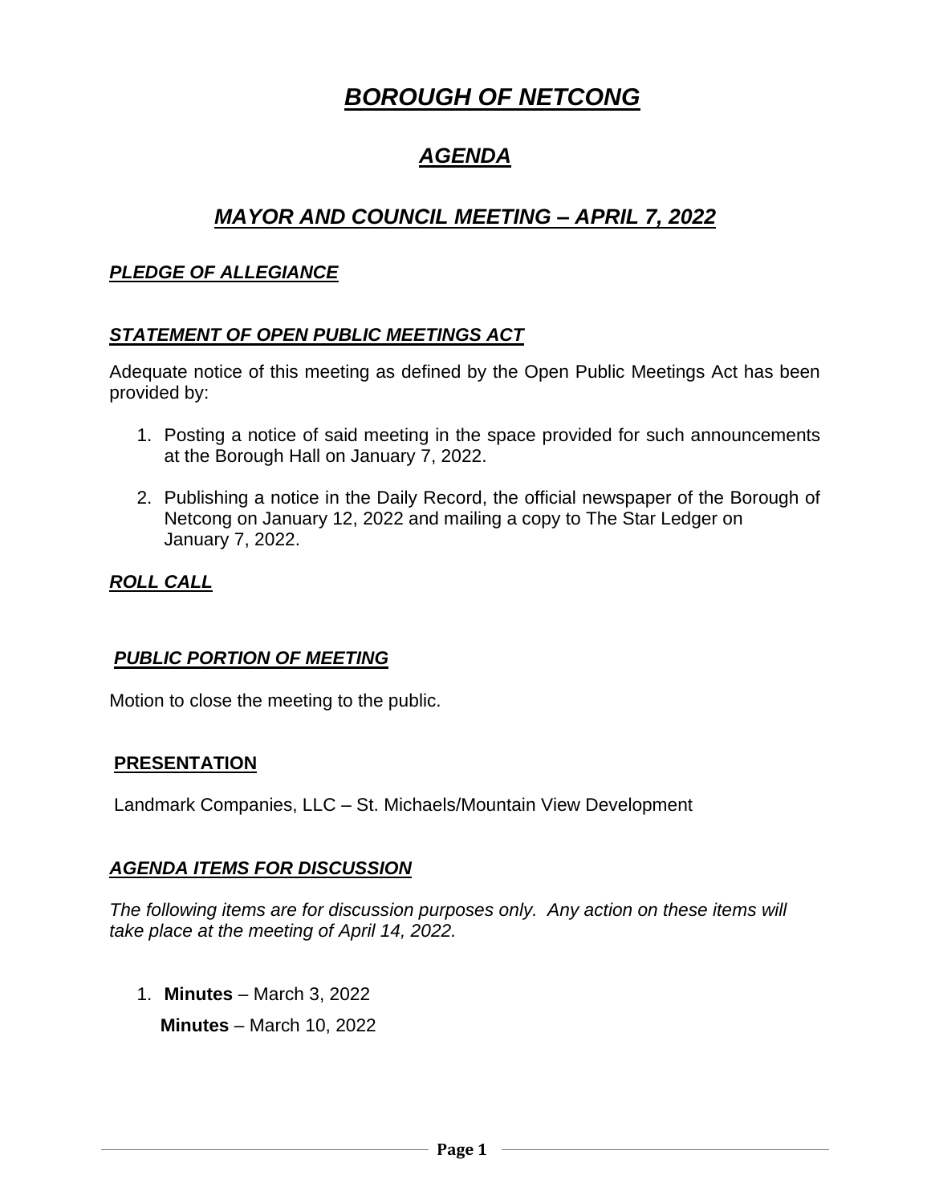# ***BOROUGH OF NETCONG***

## ***AGENDA***

## ***MAYOR AND COUNCIL MEETING – APRIL 7, 2022***

### ***PLEDGE OF ALLEGIANCE***

### ***STATEMENT OF OPEN PUBLIC MEETINGS ACT***

Adequate notice of this meeting as defined by the Open Public Meetings Act has been provided by:

1. Posting a notice of said meeting in the space provided for such announcements at the Borough Hall on January 7, 2022.

2. Publishing a notice in the Daily Record, the official newspaper of the Borough of Netcong on January 12, 2022 and mailing a copy to The Star Ledger on January 7, 2022.

### ***ROLL CALL***

### ***PUBLIC PORTION OF MEETING***

Motion to close the meeting to the public.

### **PRESENTATION**

Landmark Companies, LLC – St. Michaels/Mountain View Development

### ***AGENDA ITEMS FOR DISCUSSION***

*The following items are for discussion purposes only. Any action on these items will take place at the meeting of April 14, 2022.*

1. **Minutes** – March 3, 2022

   **Minutes** – March 10, 2022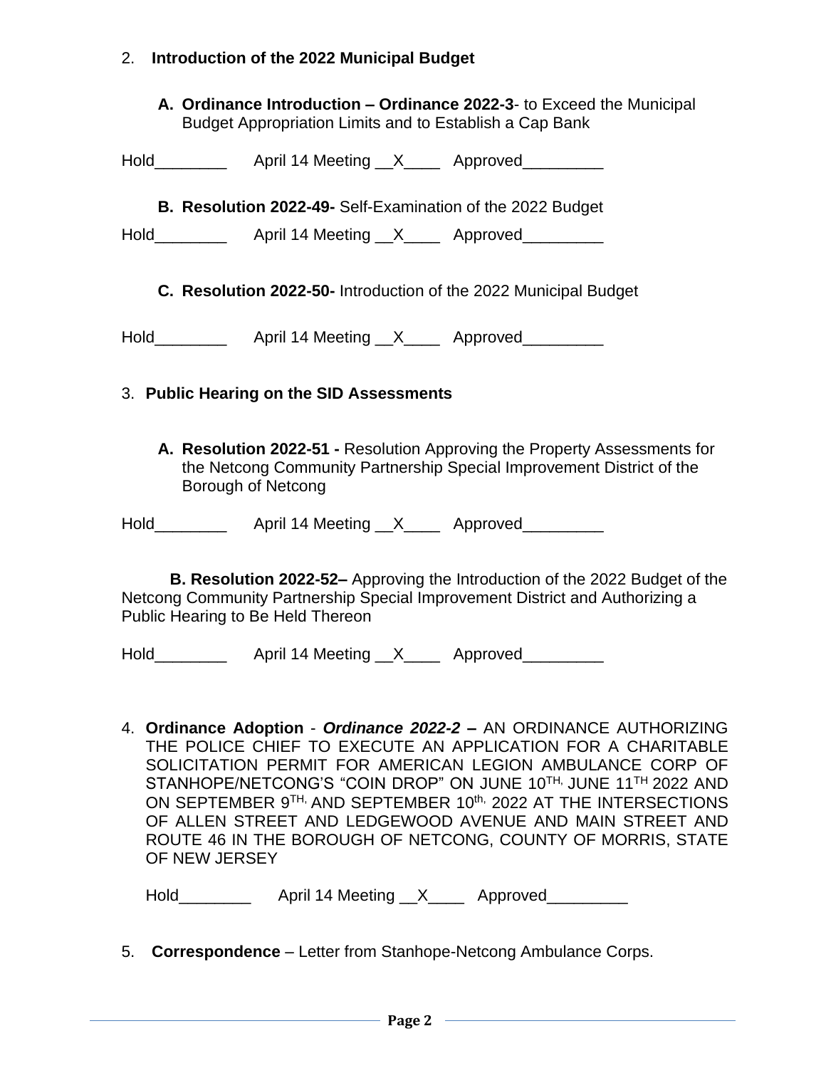2. **Introduction of the 2022 Municipal Budget**

   **A. Ordinance Introduction – Ordinance 2022-3**- to Exceed the Municipal Budget Appropriation Limits and to Establish a Cap Bank

Hold________ April 14 Meeting __X____ Approved_________

   **B. Resolution 2022-49-** Self-Examination of the 2022 Budget

Hold________ April 14 Meeting __X____ Approved_________

   **C. Resolution 2022-50-** Introduction of the 2022 Municipal Budget

Hold________ April 14 Meeting __X____ Approved_________

3. **Public Hearing on the SID Assessments**

   **A. Resolution 2022-51 -** Resolution Approving the Property Assessments for the Netcong Community Partnership Special Improvement District of the Borough of Netcong

Hold________ April 14 Meeting __X____ Approved_________

   **B. Resolution 2022-52–** Approving the Introduction of the 2022 Budget of the Netcong Community Partnership Special Improvement District and Authorizing a Public Hearing to Be Held Thereon

Hold________ April 14 Meeting __X____ Approved_________

4. **Ordinance Adoption** - ***Ordinance 2022-2* –** AN ORDINANCE AUTHORIZING THE POLICE CHIEF TO EXECUTE AN APPLICATION FOR A CHARITABLE SOLICITATION PERMIT FOR AMERICAN LEGION AMBULANCE CORP OF STANHOPE/NETCONG'S "COIN DROP" ON JUNE 10TH, JUNE 11TH 2022 AND ON SEPTEMBER 9TH, AND SEPTEMBER 10th, 2022 AT THE INTERSECTIONS OF ALLEN STREET AND LEDGEWOOD AVENUE AND MAIN STREET AND ROUTE 46 IN THE BOROUGH OF NETCONG, COUNTY OF MORRIS, STATE OF NEW JERSEY

   Hold________ April 14 Meeting __X____ Approved_________

5. **Correspondence** – Letter from Stanhope-Netcong Ambulance Corps.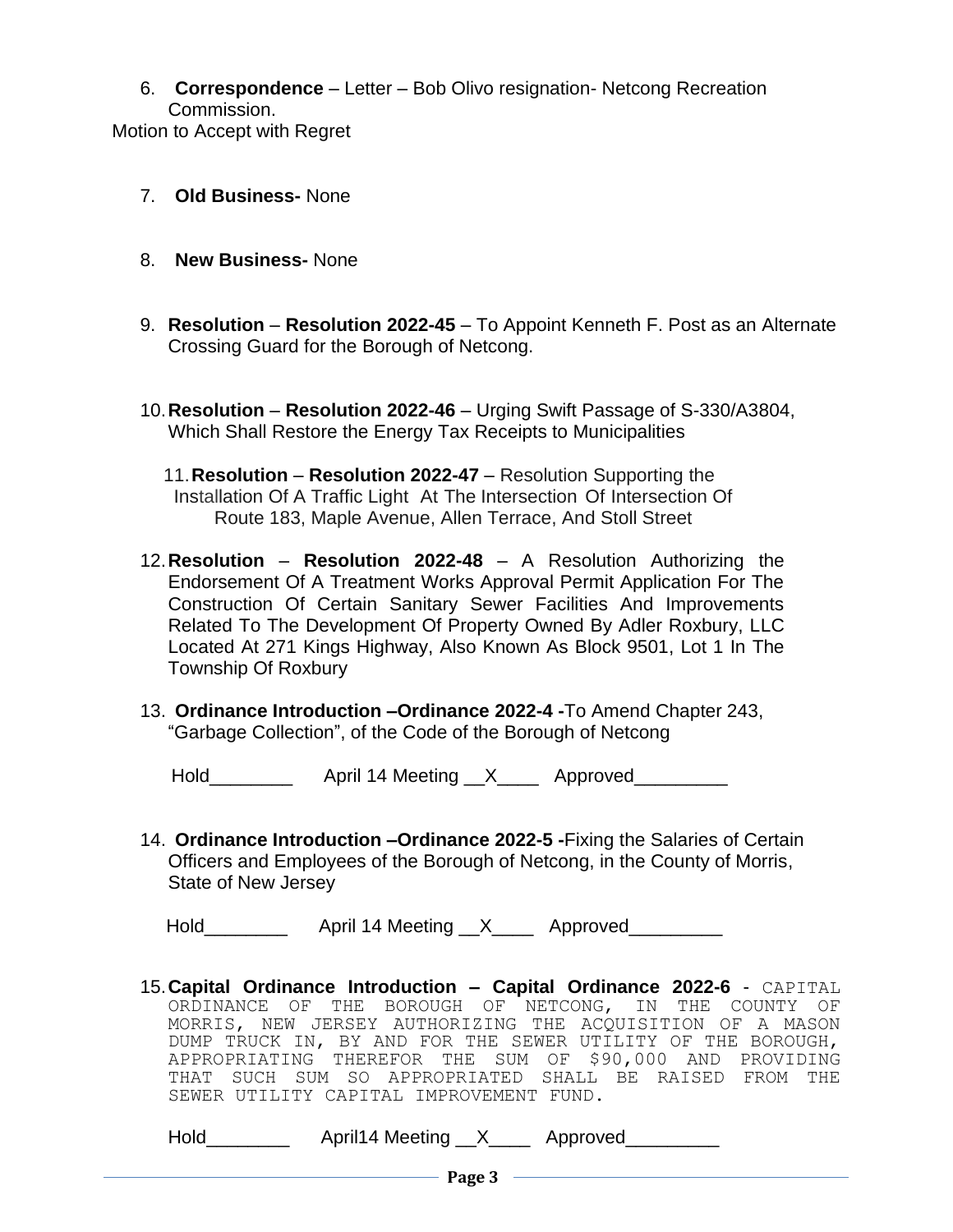6. **Correspondence** – Letter – Bob Olivo resignation- Netcong Recreation Commission.

Motion to Accept with Regret

7. **Old Business-** None

8. **New Business-** None

9. **Resolution** – **Resolution 2022-45** – To Appoint Kenneth F. Post as an Alternate Crossing Guard for the Borough of Netcong.

10. **Resolution** – **Resolution 2022-46** – Urging Swift Passage of S-330/A3804, Which Shall Restore the Energy Tax Receipts to Municipalities

11. **Resolution** – **Resolution 2022-47** – Resolution Supporting the Installation Of A Traffic Light At The Intersection Of Intersection Of Route 183, Maple Avenue, Allen Terrace, And Stoll Street

12. **Resolution** – **Resolution 2022-48** – A Resolution Authorizing the Endorsement Of A Treatment Works Approval Permit Application For The Construction Of Certain Sanitary Sewer Facilities And Improvements Related To The Development Of Property Owned By Adler Roxbury, LLC Located At 271 Kings Highway, Also Known As Block 9501, Lot 1 In The Township Of Roxbury

13. **Ordinance Introduction –Ordinance 2022-4 -**To Amend Chapter 243, "Garbage Collection", of the Code of the Borough of Netcong

    Hold________ April 14 Meeting __X____ Approved_________

14. **Ordinance Introduction –Ordinance 2022-5 -**Fixing the Salaries of Certain Officers and Employees of the Borough of Netcong, in the County of Morris, State of New Jersey

    Hold________ April 14 Meeting __X____ Approved_________

15. **Capital Ordinance Introduction – Capital Ordinance 2022-6** - CAPITAL ORDINANCE OF THE BOROUGH OF NETCONG, IN THE COUNTY OF MORRIS, NEW JERSEY AUTHORIZING THE ACQUISITION OF A MASON DUMP TRUCK IN, BY AND FOR THE SEWER UTILITY OF THE BOROUGH, APPROPRIATING THEREFOR THE SUM OF $90,000 AND PROVIDING THAT SUCH SUM SO APPROPRIATED SHALL BE RAISED FROM THE SEWER UTILITY CAPITAL IMPROVEMENT FUND.

    Hold________ April14 Meeting __X____ Approved_________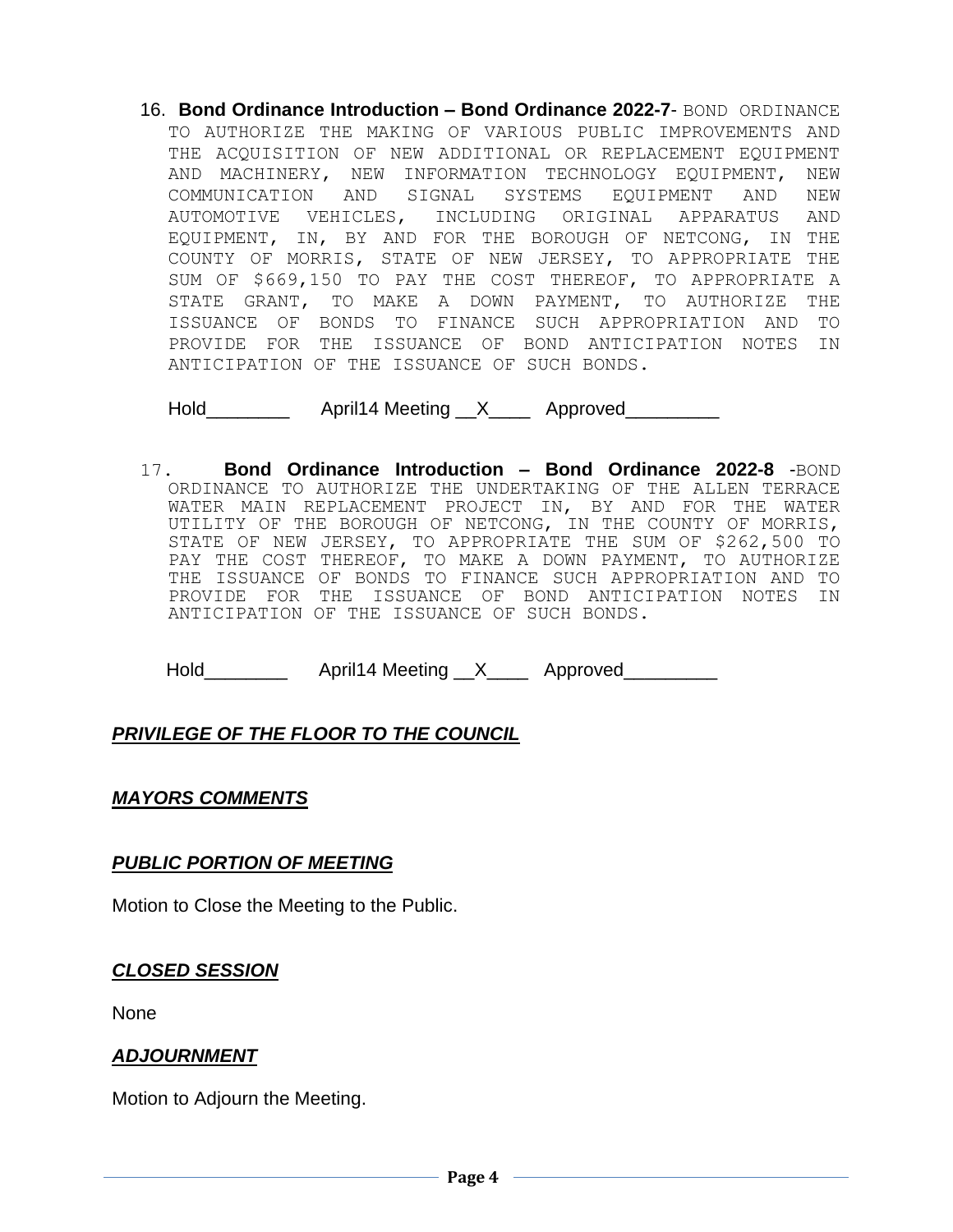16. **Bond Ordinance Introduction – Bond Ordinance 2022-7**- BOND ORDINANCE TO AUTHORIZE THE MAKING OF VARIOUS PUBLIC IMPROVEMENTS AND THE ACQUISITION OF NEW ADDITIONAL OR REPLACEMENT EQUIPMENT AND MACHINERY, NEW INFORMATION TECHNOLOGY EQUIPMENT, NEW COMMUNICATION AND SIGNAL SYSTEMS EQUIPMENT AND NEW AUTOMOTIVE VEHICLES, INCLUDING ORIGINAL APPARATUS AND EQUIPMENT, IN, BY AND FOR THE BOROUGH OF NETCONG, IN THE COUNTY OF MORRIS, STATE OF NEW JERSEY, TO APPROPRIATE THE SUM OF $669,150 TO PAY THE COST THEREOF, TO APPROPRIATE A STATE GRANT, TO MAKE A DOWN PAYMENT, TO AUTHORIZE THE ISSUANCE OF BONDS TO FINANCE SUCH APPROPRIATION AND TO PROVIDE FOR THE ISSUANCE OF BOND ANTICIPATION NOTES IN ANTICIPATION OF THE ISSUANCE OF SUCH BONDS.

   Hold________ April14 Meeting __X____ Approved_________

17. **Bond Ordinance Introduction – Bond Ordinance 2022-8** -BOND ORDINANCE TO AUTHORIZE THE UNDERTAKING OF THE ALLEN TERRACE WATER MAIN REPLACEMENT PROJECT IN, BY AND FOR THE WATER UTILITY OF THE BOROUGH OF NETCONG, IN THE COUNTY OF MORRIS, STATE OF NEW JERSEY, TO APPROPRIATE THE SUM OF $262,500 TO PAY THE COST THEREOF, TO MAKE A DOWN PAYMENT, TO AUTHORIZE THE ISSUANCE OF BONDS TO FINANCE SUCH APPROPRIATION AND TO PROVIDE FOR THE ISSUANCE OF BOND ANTICIPATION NOTES IN ANTICIPATION OF THE ISSUANCE OF SUCH BONDS.

   Hold________ April14 Meeting __X____ Approved_________

***PRIVILEGE OF THE FLOOR TO THE COUNCIL***

***MAYORS COMMENTS***

***PUBLIC PORTION OF MEETING***

Motion to Close the Meeting to the Public.

***CLOSED SESSION***

None

***ADJOURNMENT***

Motion to Adjourn the Meeting.